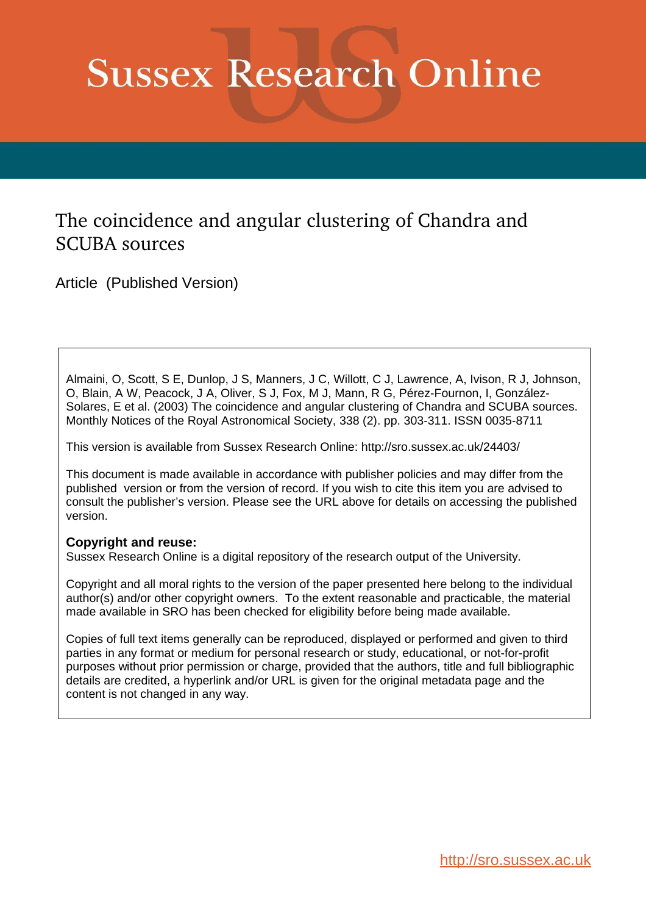# Sussex Research Online

## The coincidence and angular clustering of Chandra and SCUBA sources

Article (Published Version)

Almaini, O, Scott, S E, Dunlop, J S, Manners, J C, Willott, C J, Lawrence, A, Ivison, R J, Johnson, O, Blain, A W, Peacock, J A, Oliver, S J, Fox, M J, Mann, R G, Pérez-Fournon, I, González-Solares, E et al. (2003) The coincidence and angular clustering of Chandra and SCUBA sources. Monthly Notices of the Royal Astronomical Society, 338 (2). pp. 303-311. ISSN 0035-8711

This version is available from Sussex Research Online: http://sro.sussex.ac.uk/24403/

This document is made available in accordance with publisher policies and may differ from the published version or from the version of record. If you wish to cite this item you are advised to consult the publisher's version. Please see the URL above for details on accessing the published version.

**Copyright and reuse:**
Sussex Research Online is a digital repository of the research output of the University.

Copyright and all moral rights to the version of the paper presented here belong to the individual author(s) and/or other copyright owners. To the extent reasonable and practicable, the material made available in SRO has been checked for eligibility before being made available.

Copies of full text items generally can be reproduced, displayed or performed and given to third parties in any format or medium for personal research or study, educational, or not-for-profit purposes without prior permission or charge, provided that the authors, title and full bibliographic details are credited, a hyperlink and/or URL is given for the original metadata page and the content is not changed in any way.

http://sro.sussex.ac.uk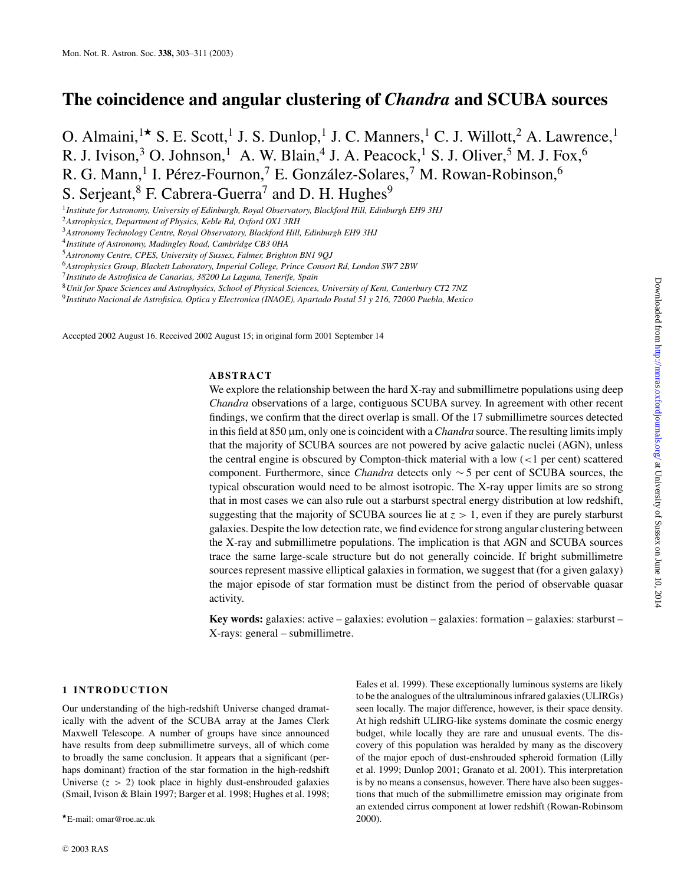# The coincidence and angular clustering of *Chandra* and SCUBA sources

O. Almaini,[1⋆] S. E. Scott,[1] J. S. Dunlop,[1] J. C. Manners,[1] C. J. Willott,[2] A. Lawrence,[1] R. J. Ivison,[3] O. Johnson,[1] A. W. Blain,[4] J. A. Peacock,[1] S. J. Oliver,[5] M. J. Fox,[6] R. G. Mann,[1] I. Pérez-Fournon,[7] E. González-Solares,[7] M. Rowan-Robinson,[6] S. Serjeant,[8] F. Cabrera-Guerra[7] and D. H. Hughes[9]

[1] *Institute for Astronomy, University of Edinburgh, Royal Observatory, Blackford Hill, Edinburgh EH9 3HJ*
[2] *Astrophysics, Department of Physics, Keble Rd, Oxford OX1 3RH*
[3] *Astronomy Technology Centre, Royal Observatory, Blackford Hill, Edinburgh EH9 3HJ*
[4] *Institute of Astronomy, Madingley Road, Cambridge CB3 0HA*
[5] *Astronomy Centre, CPES, University of Sussex, Falmer, Brighton BN1 9QJ*
[6] *Astrophysics Group, Blackett Laboratory, Imperial College, Prince Consort Rd, London SW7 2BW*
[7] *Instituto de Astrofisica de Canarias, 38200 La Laguna, Tenerife, Spain*
[8] *Unit for Space Sciences and Astrophysics, School of Physical Sciences, University of Kent, Canterbury CT2 7NZ*
[9] *Instituto Nacional de Astrofisica, Optica y Electronica (INAOE), Apartado Postal 51 y 216, 72000 Puebla, Mexico*

Accepted 2002 August 16. Received 2002 August 15; in original form 2001 September 14

## ABSTRACT

We explore the relationship between the hard X-ray and submillimetre populations using deep *Chandra* observations of a large, contiguous SCUBA survey. In agreement with other recent findings, we confirm that the direct overlap is small. Of the 17 submillimetre sources detected in this field at 850 μm, only one is coincident with a *Chandra* source. The resulting limits imply that the majority of SCUBA sources are not powered by acive galactic nuclei (AGN), unless the central engine is obscured by Compton-thick material with a low (<1 per cent) scattered component. Furthermore, since *Chandra* detects only ∼5 per cent of SCUBA sources, the typical obscuration would need to be almost isotropic. The X-ray upper limits are so strong that in most cases we can also rule out a starburst spectral energy distribution at low redshift, suggesting that the majority of SCUBA sources lie at $z > 1$, even if they are purely starburst galaxies. Despite the low detection rate, we find evidence for strong angular clustering between the X-ray and submillimetre populations. The implication is that AGN and SCUBA sources trace the same large-scale structure but do not generally coincide. If bright submillimetre sources represent massive elliptical galaxies in formation, we suggest that (for a given galaxy) the major episode of star formation must be distinct from the period of observable quasar activity.

**Key words:** galaxies: active – galaxies: evolution – galaxies: formation – galaxies: starburst – X-rays: general – submillimetre.

## 1 INTRODUCTION

Our understanding of the high-redshift Universe changed dramatically with the advent of the SCUBA array at the James Clerk Maxwell Telescope. A number of groups have since announced have results from deep submillimetre surveys, all of which come to broadly the same conclusion. It appears that a significant (perhaps dominant) fraction of the star formation in the high-redshift Universe ($z > 2$) took place in highly dust-enshrouded galaxies (Smail, Ivison & Blain 1997; Barger et al. 1998; Hughes et al. 1998; Eales et al. 1999). These exceptionally luminous systems are likely to be the analogues of the ultraluminous infrared galaxies (ULIRGs) seen locally. The major difference, however, is their space density. At high redshift ULIRG-like systems dominate the cosmic energy budget, while locally they are rare and unusual events. The discovery of this population was heralded by many as the discovery of the major epoch of dust-enshrouded spheroid formation (Lilly et al. 1999; Dunlop 2001; Granato et al. 2001). This interpretation is by no means a consensus, however. There have also been suggestions that much of the submillimetre emission may originate from an extended cirrus component at lower redshift (Rowan-Robinson 2000).

⋆E-mail: omar@roe.ac.uk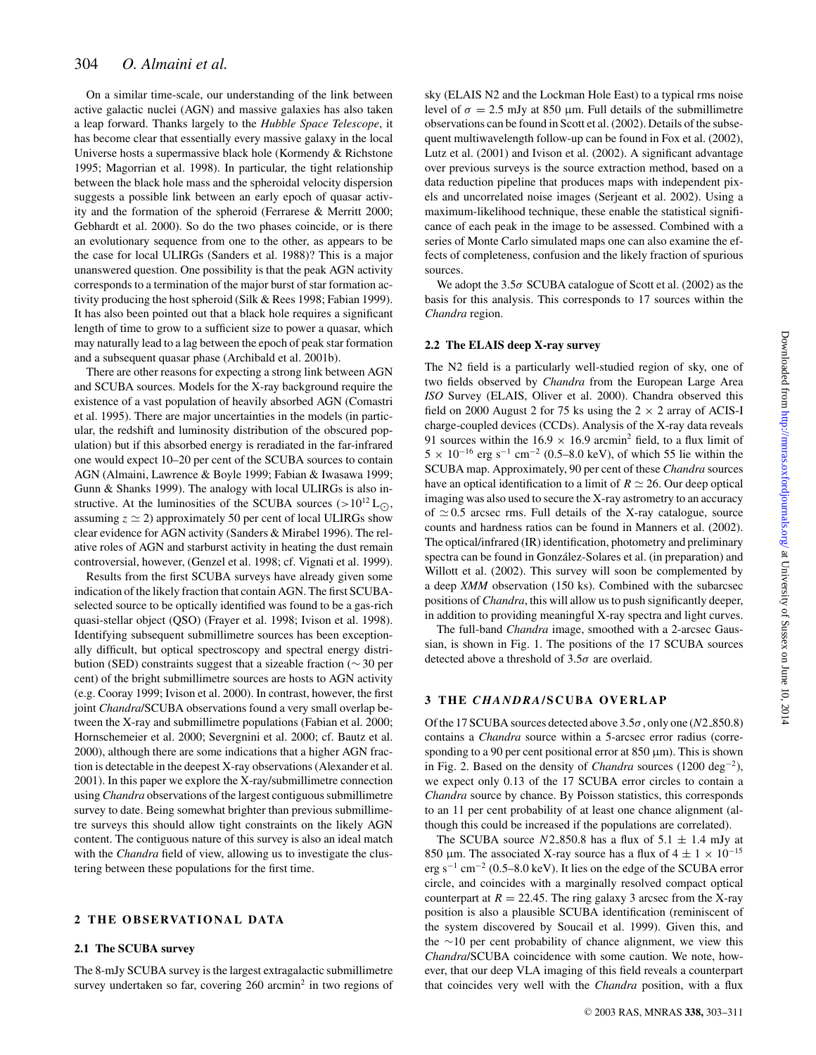On a similar time-scale, our understanding of the link between active galactic nuclei (AGN) and massive galaxies has also taken a leap forward. Thanks largely to the *Hubble Space Telescope*, it has become clear that essentially every massive galaxy in the local Universe hosts a supermassive black hole (Kormendy & Richstone 1995; Magorrian et al. 1998). In particular, the tight relationship between the black hole mass and the spheroidal velocity dispersion suggests a possible link between an early epoch of quasar activity and the formation of the spheroid (Ferrarese & Merritt 2000; Gebhardt et al. 2000). So do the two phases coincide, or is there an evolutionary sequence from one to the other, as appears to be the case for local ULIRGs (Sanders et al. 1988)? This is a major unanswered question. One possibility is that the peak AGN activity corresponds to a termination of the major burst of star formation activity producing the host spheroid (Silk & Rees 1998; Fabian 1999). It has also been pointed out that a black hole requires a significant length of time to grow to a sufficient size to power a quasar, which may naturally lead to a lag between the epoch of peak star formation and a subsequent quasar phase (Archibald et al. 2001b).

There are other reasons for expecting a strong link between AGN and SCUBA sources. Models for the X-ray background require the existence of a vast population of heavily absorbed AGN (Comastri et al. 1995). There are major uncertainties in the models (in particular, the redshift and luminosity distribution of the obscured population) but if this absorbed energy is reradiated in the far-infrared one would expect 10–20 per cent of the SCUBA sources to contain AGN (Almaini, Lawrence & Boyle 1999; Fabian & Iwasawa 1999; Gunn & Shanks 1999). The analogy with local ULIRGs is also instructive. At the luminosities of the SCUBA sources ($>10^{12}\,L_{\odot}$, assuming $z \simeq 2$) approximately 50 per cent of local ULIRGs show clear evidence for AGN activity (Sanders & Mirabel 1996). The relative roles of AGN and starburst activity in heating the dust remain controversial, however, (Genzel et al. 1998; cf. Vignati et al. 1999).

Results from the first SCUBA surveys have already given some indication of the likely fraction that contain AGN. The first SCUBA-selected source to be optically identified was found to be a gas-rich quasi-stellar object (QSO) (Frayer et al. 1998; Ivison et al. 1998). Identifying subsequent submillimetre sources has been exceptionally difficult, but optical spectroscopy and spectral energy distribution (SED) constraints suggest that a sizeable fraction ($\sim$ 30 per cent) of the bright submillimetre sources are hosts to AGN activity (e.g. Cooray 1999; Ivison et al. 2000). In contrast, however, the first joint *Chandra*/SCUBA observations found a very small overlap between the X-ray and submillimetre populations (Fabian et al. 2000; Hornschemeier et al. 2000; Severgnini et al. 2000; cf. Bautz et al. 2000), although there are some indications that a higher AGN fraction is detectable in the deepest X-ray observations (Alexander et al. 2001). In this paper we explore the X-ray/submillimetre connection using *Chandra* observations of the largest contiguous submillimetre survey to date. Being somewhat brighter than previous submillimetre surveys this should allow tight constraints on the likely AGN content. The contiguous nature of this survey is also an ideal match with the *Chandra* field of view, allowing us to investigate the clustering between these populations for the first time.

## 2 THE OBSERVATIONAL DATA

### 2.1 The SCUBA survey

The 8-mJy SCUBA survey is the largest extragalactic submillimetre survey undertaken so far, covering 260 arcmin$^2$ in two regions of sky (ELAIS N2 and the Lockman Hole East) to a typical rms noise level of $\sigma = 2.5$ mJy at 850 μm. Full details of the submillimetre observations can be found in Scott et al. (2002). Details of the subsequent multiwavelength follow-up can be found in Fox et al. (2002), Lutz et al. (2001) and Ivison et al. (2002). A significant advantage over previous surveys is the source extraction method, based on a data reduction pipeline that produces maps with independent pixels and uncorrelated noise images (Serjeant et al. 2002). Using a maximum-likelihood technique, these enable the statistical significance of each peak in the image to be assessed. Combined with a series of Monte Carlo simulated maps one can also examine the effects of completeness, confusion and the likely fraction of spurious sources.

We adopt the $3.5\sigma$ SCUBA catalogue of Scott et al. (2002) as the basis for this analysis. This corresponds to 17 sources within the *Chandra* region.

### 2.2 The ELAIS deep X-ray survey

The N2 field is a particularly well-studied region of sky, one of two fields observed by *Chandra* from the European Large Area *ISO* Survey (ELAIS, Oliver et al. 2000). Chandra observed this field on 2000 August 2 for 75 ks using the $2 \times 2$ array of ACIS-I charge-coupled devices (CCDs). Analysis of the X-ray data reveals 91 sources within the $16.9 \times 16.9$ arcmin$^2$ field, to a flux limit of $5 \times 10^{-16}$ erg s$^{-1}$ cm$^{-2}$ (0.5–8.0 keV), of which 55 lie within the SCUBA map. Approximately, 90 per cent of these *Chandra* sources have an optical identification to a limit of $R \simeq 26$. Our deep optical imaging was also used to secure the X-ray astrometry to an accuracy of $\simeq 0.5$ arcsec rms. Full details of the X-ray catalogue, source counts and hardness ratios can be found in Manners et al. (2002). The optical/infrared (IR) identification, photometry and preliminary spectra can be found in González-Solares et al. (in preparation) and Willott et al. (2002). This survey will soon be complemented by a deep ***XMM*** observation (150 ks). Combined with the subarcsec positions of *Chandra*, this will allow us to push significantly deeper, in addition to providing meaningful X-ray spectra and light curves.

The full-band *Chandra* image, smoothed with a 2-arcsec Gaussian, is shown in Fig. 1. The positions of the 17 SCUBA sources detected above a threshold of $3.5\sigma$ are overlaid.

## 3 THE *CHANDRA*/SCUBA OVERLAP

Of the 17 SCUBA sources detected above $3.5\sigma$, only one ($N2\_850.8$) contains a *Chandra* source within a 5-arcsec error radius (corresponding to a 90 per cent positional error at 850 μm). This is shown in Fig. 2. Based on the density of *Chandra* sources (1200 deg$^{-2}$), we expect only 0.13 of the 17 SCUBA error circles to contain a *Chandra* source by chance. By Poisson statistics, this corresponds to an 11 per cent probability of at least one chance alignment (although this could be increased if the populations are correlated).

The SCUBA source $N2\_850.8$ has a flux of $5.1 \pm 1.4$ mJy at 850 μm. The associated X-ray source has a flux of $4 \pm 1 \times 10^{-15}$ erg s$^{-1}$ cm$^{-2}$ (0.5–8.0 keV). It lies on the edge of the SCUBA error circle, and coincides with a marginally resolved compact optical counterpart at $R = 22.45$. The ring galaxy 3 arcsec from the X-ray position is also a plausible SCUBA identification (reminiscent of the system discovered by Soucail et al. 1999). Given this, and the $\sim$10 per cent probability of chance alignment, we view this *Chandra*/SCUBA coincidence with some caution. We note, however, that our deep VLA imaging of this field reveals a counterpart that coincides very well with the *Chandra* position, with a flux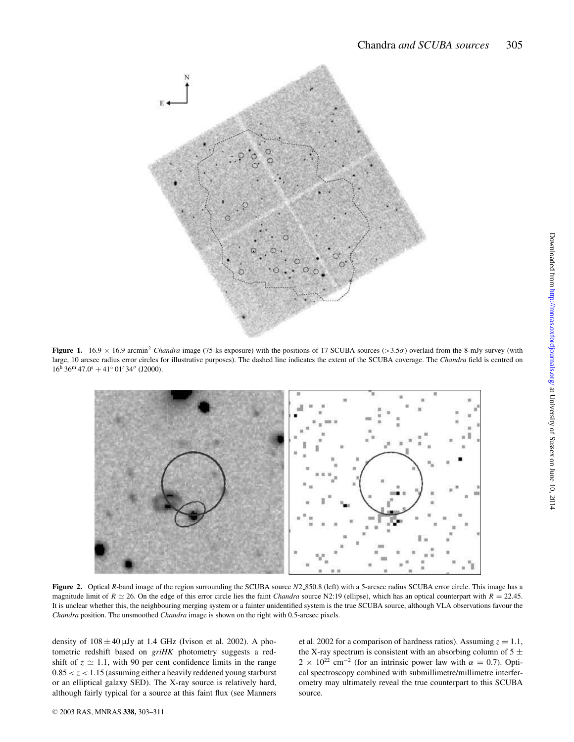**Figure 1.** 16.9 × 16.9 arcmin$^2$ *Chandra* image (75-ks exposure) with the positions of 17 SCUBA sources (>3.5$\sigma$) overlaid from the 8-mJy survey (with large, 10 arcsec radius error circles for illustrative purposes). The dashed line indicates the extent of the SCUBA coverage. The *Chandra* field is centred on $16^{\rm h}\,36^{\rm m}\,47.0^{\rm s} + 41^\circ\,01'\,34''$ (J2000).

**Figure 2.** Optical *R*-band image of the region surrounding the SCUBA source *N*2_850.8 (left) with a 5-arcsec radius SCUBA error circle. This image has a magnitude limit of $R \simeq 26$. On the edge of this error circle lies the faint *Chandra* source N2:19 (ellipse), which has an optical counterpart with $R = 22.45$. It is unclear whether this, the neighbouring merging system or a fainter unidentified system is the true SCUBA source, although VLA observations favour the *Chandra* position. The unsmoothed *Chandra* image is shown on the right with 0.5-arcsec pixels.

density of $108 \pm 40\,\mu$Jy at 1.4 GHz (Ivison et al. 2002). A photometric redshift based on *griHK* photometry suggests a redshift of $z \simeq 1.1$, with 90 per cent confidence limits in the range $0.85 < z < 1.15$ (assuming either a heavily reddened young starburst or an elliptical galaxy SED). The X-ray source is relatively hard, although fairly typical for a source at this faint flux (see Manners et al. 2002 for a comparison of hardness ratios). Assuming $z = 1.1$, the X-ray spectrum is consistent with an absorbing column of $5 \pm 2 \times 10^{22}$ cm$^{-2}$ (for an intrinsic power law with $\alpha = 0.7$). Optical spectroscopy combined with submillimetre/millimetre interferometry may ultimately reveal the true counterpart to this SCUBA source.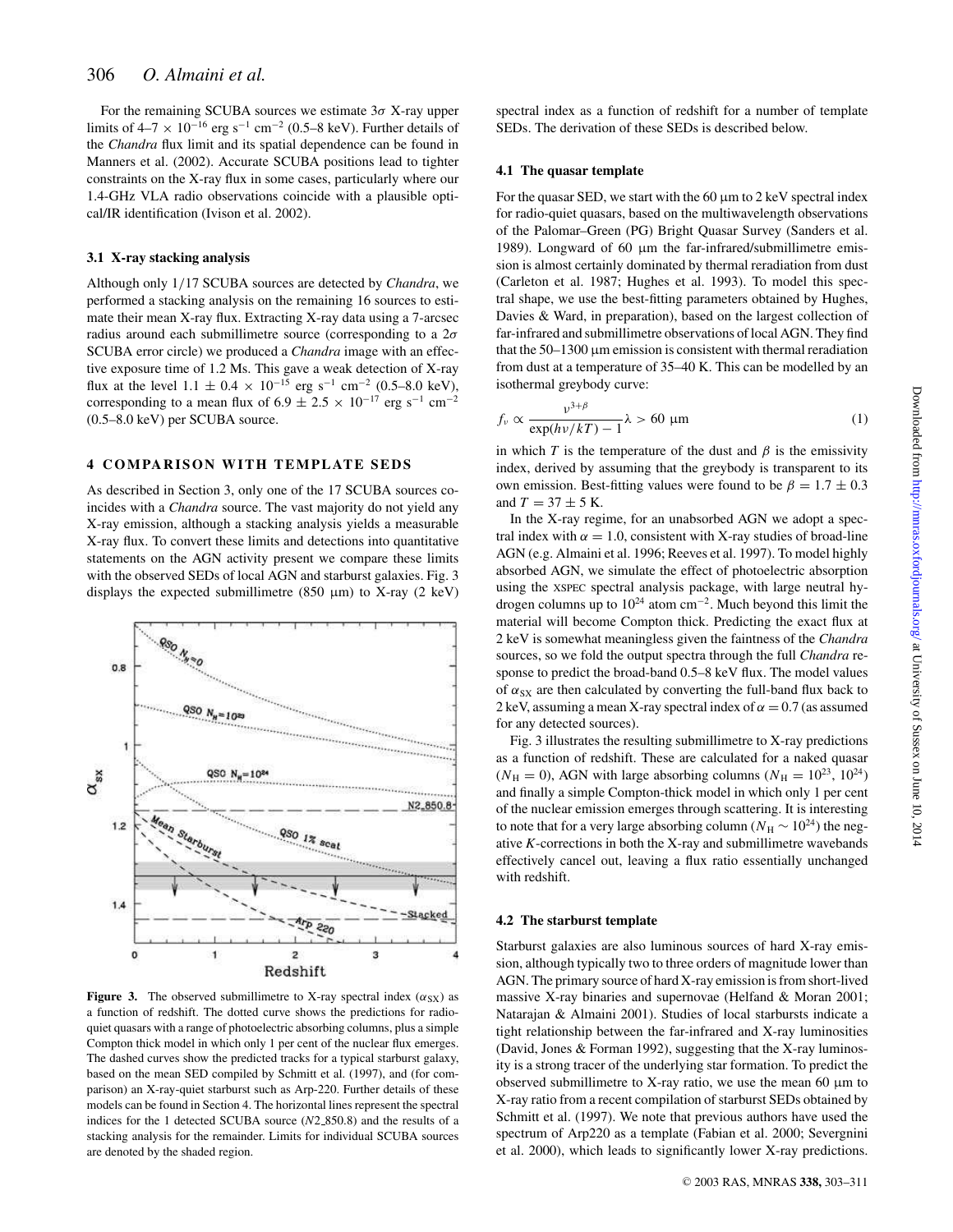For the remaining SCUBA sources we estimate $3\sigma$ X-ray upper limits of 4–7 × $10^{-16}$ erg s$^{-1}$ cm$^{-2}$ (0.5–8 keV). Further details of the *Chandra* flux limit and its spatial dependence can be found in Manners et al. (2002). Accurate SCUBA positions lead to tighter constraints on the X-ray flux in some cases, particularly where our 1.4-GHz VLA radio observations coincide with a plausible optical/IR identification (Ivison et al. 2002).

### 3.1 X-ray stacking analysis

Although only 1/17 SCUBA sources are detected by *Chandra*, we performed a stacking analysis on the remaining 16 sources to estimate their mean X-ray flux. Extracting X-ray data using a 7-arcsec radius around each submillimetre source (corresponding to a $2\sigma$ SCUBA error circle) we produced a *Chandra* image with an effective exposure time of 1.2 Ms. This gave a weak detection of X-ray flux at the level $1.1 \pm 0.4 \times 10^{-15}$ erg s$^{-1}$ cm$^{-2}$ (0.5–8.0 keV), corresponding to a mean flux of $6.9 \pm 2.5 \times 10^{-17}$ erg s$^{-1}$ cm$^{-2}$ (0.5–8.0 keV) per SCUBA source.

## 4 COMPARISON WITH TEMPLATE SEDS

As described in Section 3, only one of the 17 SCUBA sources coincides with a *Chandra* source. The vast majority do not yield any X-ray emission, although a stacking analysis yields a measurable X-ray flux. To convert these limits and detections into quantitative statements on the AGN activity present we compare these limits with the observed SEDs of local AGN and starburst galaxies. Fig. 3 displays the expected submillimetre (850 μm) to X-ray (2 keV) spectral index as a function of redshift for a number of template SEDs. The derivation of these SEDs is described below.

**Figure 3.** The observed submillimetre to X-ray spectral index ($\alpha_{\rm SX}$) as a function of redshift. The dotted curve shows the predictions for radio-quiet quasars with a range of photoelectric absorbing columns, plus a simple Compton thick model in which only 1 per cent of the nuclear flux emerges. The dashed curves show the predicted tracks for a typical starburst galaxy, based on the mean SED compiled by Schmitt et al. (1997), and (for comparison) an X-ray-quiet starburst such as Arp-220. Further details of these models can be found in Section 4. The horizontal lines represent the spectral indices for the 1 detected SCUBA source (*N*2_850.8) and the results of a stacking analysis for the remainder. Limits for individual SCUBA sources are denoted by the shaded region.

### 4.1 The quasar template

For the quasar SED, we start with the 60 μm to 2 keV spectral index for radio-quiet quasars, based on the multiwavelength observations of the Palomar–Green (PG) Bright Quasar Survey (Sanders et al. 1989). Longward of 60 μm the far-infrared/submillimetre emission is almost certainly dominated by thermal reradiation from dust (Carleton et al. 1987; Hughes et al. 1993). To model this spectral shape, we use the best-fitting parameters obtained by Hughes, Davies & Ward, in preparation), based on the largest collection of far-infrared and submillimetre observations of local AGN. They find that the 50–1300 μm emission is consistent with thermal reradiation from dust at a temperature of 35–40 K. This can be modelled by an isothermal greybody curve:

$$f_\nu \propto \frac{\nu^{3+\beta}}{\exp(h\nu/kT) - 1} \lambda > 60\ \mu\text{m} \tag{1}$$

in which $T$ is the temperature of the dust and $\beta$ is the emissivity index, derived by assuming that the greybody is transparent to its own emission. Best-fitting values were found to be $\beta = 1.7 \pm 0.3$ and $T = 37 \pm 5$ K.

In the X-ray regime, for an unabsorbed AGN we adopt a spectral index with $\alpha = 1.0$, consistent with X-ray studies of broad-line AGN (e.g. Almaini et al. 1996; Reeves et al. 1997). To model highly absorbed AGN, we simulate the effect of photoelectric absorption using the XSPEC spectral analysis package, with large neutral hydrogen columns up to $10^{24}$ atom cm$^{-2}$. Much beyond this limit the material will become Compton thick. Predicting the exact flux at 2 keV is somewhat meaningless given the faintness of the *Chandra* sources, so we fold the output spectra through the full *Chandra* response to predict the broad-band 0.5–8 keV flux. The model values of $\alpha_{\rm SX}$ are then calculated by converting the full-band flux back to 2 keV, assuming a mean X-ray spectral index of $\alpha = 0.7$ (as assumed for any detected sources).

Fig. 3 illustrates the resulting submillimetre to X-ray predictions as a function of redshift. These are calculated for a naked quasar ($N_{\rm H} = 0$), AGN with large absorbing columns ($N_{\rm H} = 10^{23}$, $10^{24}$) and finally a simple Compton-thick model in which only 1 per cent of the nuclear emission emerges through scattering. It is interesting to note that for a very large absorbing column ($N_{\rm H} \sim 10^{24}$) the negative *K*-corrections in both the X-ray and submillimetre wavebands effectively cancel out, leaving a flux ratio essentially unchanged with redshift.

### 4.2 The starburst template

Starburst galaxies are also luminous sources of hard X-ray emission, although typically two to three orders of magnitude lower than AGN. The primary source of hard X-ray emission is from short-lived massive X-ray binaries and supernovae (Helfand & Moran 2001; Natarajan & Almaini 2001). Studies of local starbursts indicate a tight relationship between the far-infrared and X-ray luminosities (David, Jones & Forman 1992), suggesting that the X-ray luminosity is a strong tracer of the underlying star formation. To predict the observed submillimetre to X-ray ratio, we use the mean 60 μm to X-ray ratio from a recent compilation of starburst SEDs obtained by Schmitt et al. (1997). We note that previous authors have used the spectrum of Arp220 as a template (Fabian et al. 2000; Severgnini et al. 2000), which leads to significantly lower X-ray predictions.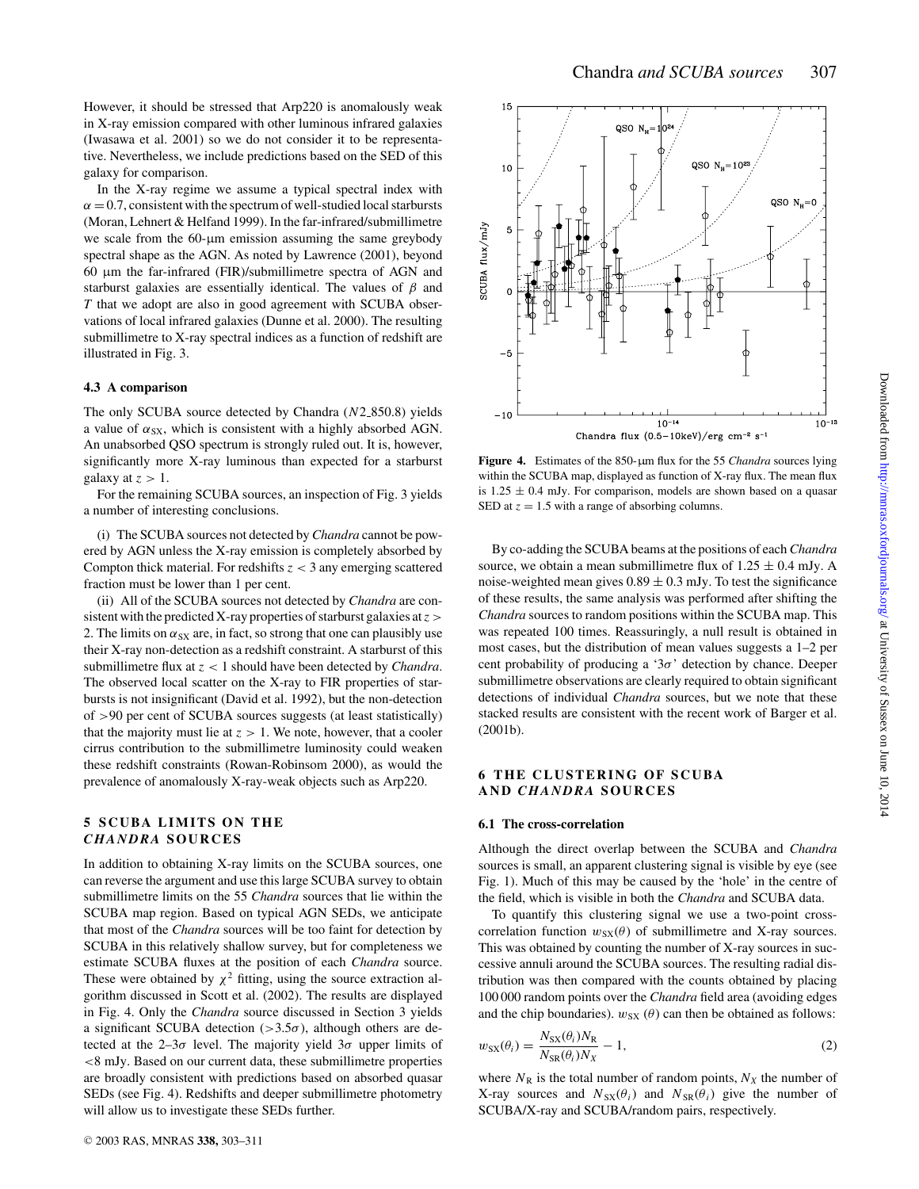However, it should be stressed that Arp220 is anomalously weak in X-ray emission compared with other luminous infrared galaxies (Iwasawa et al. 2001) so we do not consider it to be representative. Nevertheless, we include predictions based on the SED of this galaxy for comparison.

In the X-ray regime we assume a typical spectral index with $\alpha = 0.7$, consistent with the spectrum of well-studied local starbursts (Moran, Lehnert & Helfand 1999). In the far-infrared/submillimetre we scale from the 60-μm emission assuming the same greybody spectral shape as the AGN. As noted by Lawrence (2001), beyond 60 μm the far-infrared (FIR)/submillimetre spectra of AGN and starburst galaxies are essentially identical. The values of $\beta$ and $T$ that we adopt are also in good agreement with SCUBA observations of local infrared galaxies (Dunne et al. 2000). The resulting submillimetre to X-ray spectral indices as a function of redshift are illustrated in Fig. 3.

### 4.3 A comparison

The only SCUBA source detected by Chandra (*N*2_850.8) yields a value of $\alpha_{\rm SX}$, which is consistent with a highly absorbed AGN. An unabsorbed QSO spectrum is strongly ruled out. It is, however, significantly more X-ray luminous than expected for a starburst galaxy at $z > 1$.

For the remaining SCUBA sources, an inspection of Fig. 3 yields a number of interesting conclusions.

(i) The SCUBA sources not detected by *Chandra* cannot be powered by AGN unless the X-ray emission is completely absorbed by Compton thick material. For redshifts $z < 3$ any emerging scattered fraction must be lower than 1 per cent.

(ii) All of the SCUBA sources not detected by *Chandra* are consistent with the predicted X-ray properties of starburst galaxies at $z > 2$. The limits on $\alpha_{\rm SX}$ are, in fact, so strong that one can plausibly use their X-ray non-detection as a redshift constraint. A starburst of this submillimetre flux at $z < 1$ should have been detected by *Chandra*. The observed local scatter on the X-ray to FIR properties of starbursts is not insignificant (David et al. 1992), but the non-detection of >90 per cent of SCUBA sources suggests (at least statistically) that the majority must lie at $z > 1$. We note, however, that a cooler cirrus contribution to the submillimetre luminosity could weaken these redshift constraints (Rowan-Robinsom 2000), as would the prevalence of anomalously X-ray-weak objects such as Arp220.

## 5 SCUBA LIMITS ON THE *CHANDRA* SOURCES

In addition to obtaining X-ray limits on the SCUBA sources, one can reverse the argument and use this large SCUBA survey to obtain submillimetre limits on the 55 *Chandra* sources that lie within the SCUBA map region. Based on typical AGN SEDs, we anticipate that most of the *Chandra* sources will be too faint for detection by SCUBA in this relatively shallow survey, but for completeness we estimate SCUBA fluxes at the position of each *Chandra* source. These were obtained by $\chi^2$ fitting, using the source extraction algorithm discussed in Scott et al. (2002). The results are displayed in Fig. 4. Only the *Chandra* source discussed in Section 3 yields a significant SCUBA detection (>3.5σ), although others are detected at the 2–3σ level. The majority yield 3σ upper limits of <8 mJy. Based on our current data, these submillimetre properties are broadly consistent with predictions based on absorbed quasar SEDs (see Fig. 4). Redshifts and deeper submillimetre photometry will allow us to investigate these SEDs further.

**Figure 4.** Estimates of the 850-μm flux for the 55 *Chandra* sources lying within the SCUBA map, displayed as function of X-ray flux. The mean flux is $1.25 \pm 0.4$ mJy. For comparison, models are shown based on a quasar SED at $z = 1.5$ with a range of absorbing columns.

By co-adding the SCUBA beams at the positions of each *Chandra* source, we obtain a mean submillimetre flux of $1.25 \pm 0.4$ mJy. A noise-weighted mean gives $0.89 \pm 0.3$ mJy. To test the significance of these results, the same analysis was performed after shifting the *Chandra* sources to random positions within the SCUBA map. This was repeated 100 times. Reassuringly, a null result is obtained in most cases, but the distribution of mean values suggests a 1–2 per cent probability of producing a '3σ' detection by chance. Deeper submillimetre observations are clearly required to obtain significant detections of individual *Chandra* sources, but we note that these stacked results are consistent with the recent work of Barger et al. (2001b).

## 6 THE CLUSTERING OF SCUBA AND *CHANDRA* SOURCES

### 6.1 The cross-correlation

Although the direct overlap between the SCUBA and *Chandra* sources is small, an apparent clustering signal is visible by eye (see Fig. 1). Much of this may be caused by the 'hole' in the centre of the field, which is visible in both the *Chandra* and SCUBA data.

To quantify this clustering signal we use a two-point cross-correlation function $w_{\rm SX}(\theta)$ of submillimetre and X-ray sources. This was obtained by counting the number of X-ray sources in successive annuli around the SCUBA sources. The resulting radial distribution was then compared with the counts obtained by placing 100 000 random points over the *Chandra* field area (avoiding edges and the chip boundaries). $w_{\rm SX}(\theta)$ can then be obtained as follows:

$$w_{\rm SX}(\theta_i) = \frac{N_{\rm SX}(\theta_i) N_{\rm R}}{N_{\rm SR}(\theta_i) N_X} - 1, \tag{2}$$

where $N_{\rm R}$ is the total number of random points, $N_X$ the number of X-ray sources and $N_{\rm SX}(\theta_i)$ and $N_{\rm SR}(\theta_i)$ give the number of SCUBA/X-ray and SCUBA/random pairs, respectively.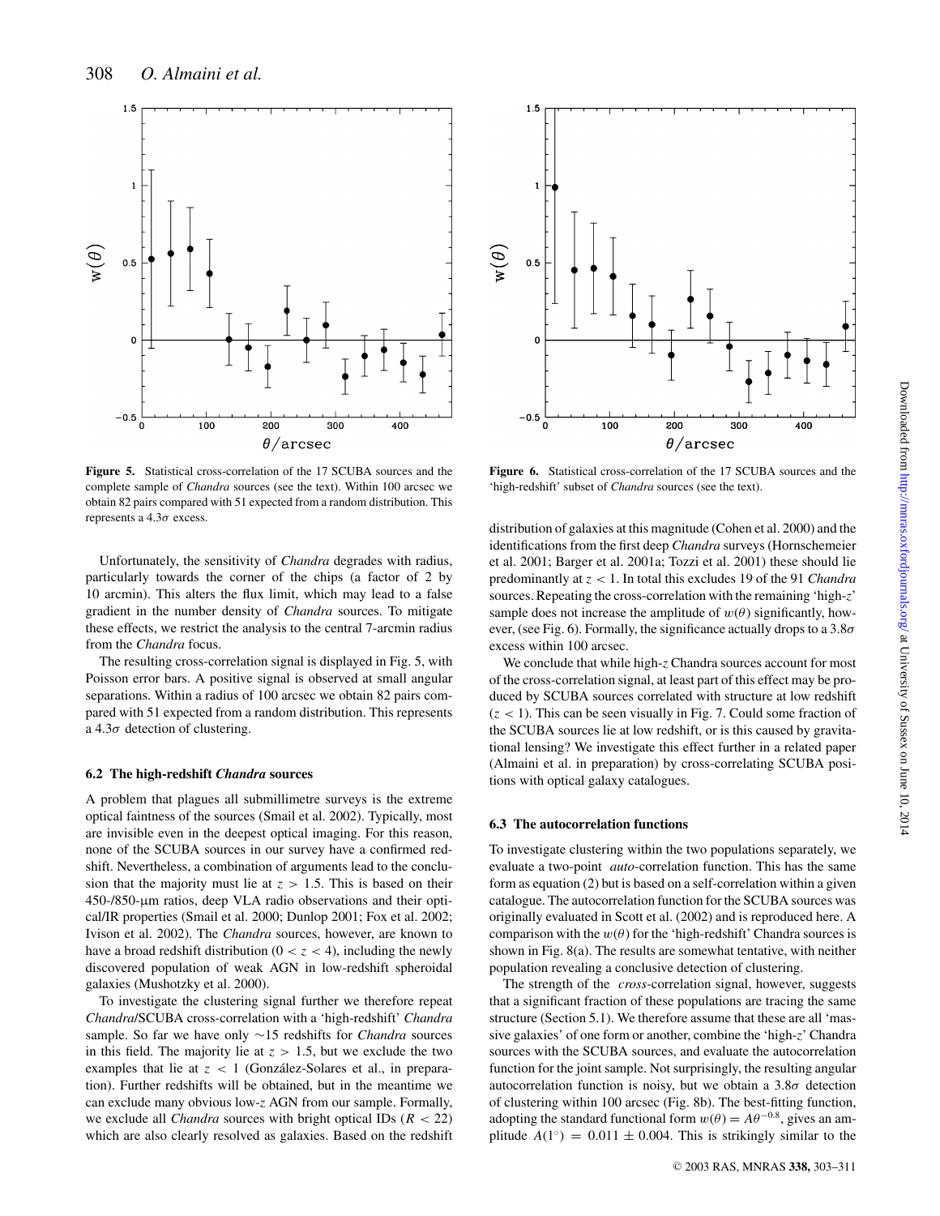**Figure 5.** Statistical cross-correlation of the 17 SCUBA sources and the complete sample of *Chandra* sources (see the text). Within 100 arcsec we obtain 82 pairs compared with 51 expected from a random distribution. This represents a $4.3\sigma$ excess.

**Figure 6.** Statistical cross-correlation of the 17 SCUBA sources and the 'high-redshift' subset of *Chandra* sources (see the text).

Unfortunately, the sensitivity of *Chandra* degrades with radius, particularly towards the corner of the chips (a factor of 2 by 10 arcmin). This alters the flux limit, which may lead to a false gradient in the number density of *Chandra* sources. To mitigate these effects, we restrict the analysis to the central 7-arcmin radius from the *Chandra* focus.

The resulting cross-correlation signal is displayed in Fig. 5, with Poisson error bars. A positive signal is observed at small angular separations. Within a radius of 100 arcsec we obtain 82 pairs compared with 51 expected from a random distribution. This represents a $4.3\sigma$ detection of clustering.

### 6.2 The high-redshift *Chandra* sources

A problem that plagues all submillimetre surveys is the extreme optical faintness of the sources (Smail et al. 2002). Typically, most are invisible even in the deepest optical imaging. For this reason, none of the SCUBA sources in our survey have a confirmed redshift. Nevertheless, a combination of arguments lead to the conclusion that the majority must lie at $z > 1.5$. This is based on their 450-/850-μm ratios, deep VLA radio observations and their optical/IR properties (Smail et al. 2000; Dunlop 2001; Fox et al. 2002; Ivison et al. 2002). The *Chandra* sources, however, are known to have a broad redshift distribution ($0 < z < 4$), including the newly discovered population of weak AGN in low-redshift spheroidal galaxies (Mushotzky et al. 2000).

To investigate the clustering signal further we therefore repeat *Chandra*/SCUBA cross-correlation with a 'high-redshift' *Chandra* sample. So far we have only ∼15 redshifts for *Chandra* sources in this field. The majority lie at $z > 1.5$, but we exclude the two examples that lie at $z < 1$ (González-Solares et al., in preparation). Further redshifts will be obtained, but in the meantime we can exclude many obvious low-$z$ AGN from our sample. Formally, we exclude all *Chandra* sources with bright optical IDs ($R < 22$) which are also clearly resolved as galaxies. Based on the redshift distribution of galaxies at this magnitude (Cohen et al. 2000) and the identifications from the first deep *Chandra* surveys (Hornschemeier et al. 2001; Barger et al. 2001a; Tozzi et al. 2001) these should lie predominantly at $z < 1$. In total this excludes 19 of the 91 *Chandra* sources. Repeating the cross-correlation with the remaining 'high-$z$' sample does not increase the amplitude of $w(\theta)$ significantly, however, (see Fig. 6). Formally, the significance actually drops to a $3.8\sigma$ excess within 100 arcsec.

We conclude that while high-$z$ Chandra sources account for most of the cross-correlation signal, at least part of this effect may be produced by SCUBA sources correlated with structure at low redshift ($z < 1$). This can be seen visually in Fig. 7. Could some fraction of the SCUBA sources lie at low redshift, or is this caused by gravitational lensing? We investigate this effect further in a related paper (Almaini et al. in preparation) by cross-correlating SCUBA positions with optical galaxy catalogues.

### 6.3 The autocorrelation functions

To investigate clustering within the two populations separately, we evaluate a two-point *auto*-correlation function. This has the same form as equation (2) but is based on a self-correlation within a given catalogue. The autocorrelation function for the SCUBA sources was originally evaluated in Scott et al. (2002) and is reproduced here. A comparison with the $w(\theta)$ for the 'high-redshift' Chandra sources is shown in Fig. 8(a). The results are somewhat tentative, with neither population revealing a conclusive detection of clustering.

The strength of the *cross*-correlation signal, however, suggests that a significant fraction of these populations are tracing the same structure (Section 5.1). We therefore assume that these are all 'massive galaxies' of one form or another, combine the 'high-$z$' Chandra sources with the SCUBA sources, and evaluate the autocorrelation function for the joint sample. Not surprisingly, the resulting angular autocorrelation function is noisy, but we obtain a $3.8\sigma$ detection of clustering within 100 arcsec (Fig. 8b). The best-fitting function, adopting the standard functional form $w(\theta) = A\theta^{-0.8}$, gives an amplitude $A(1^{\circ}) = 0.011 \pm 0.004$. This is strikingly similar to the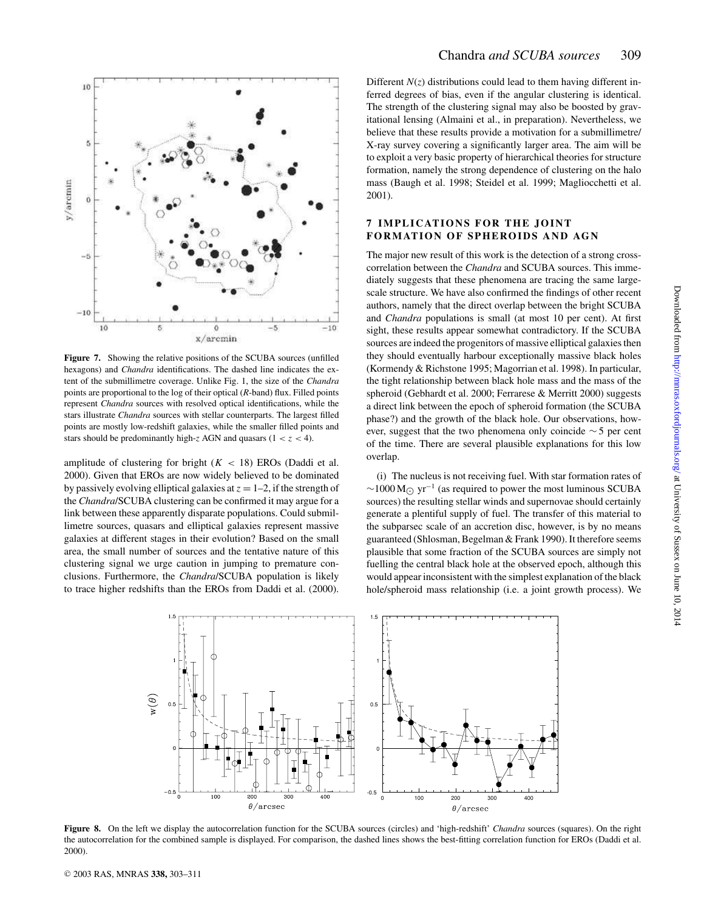Figure 7. Showing the relative positions of the SCUBA sources (unfilled hexagons) and *Chandra* identifications. The dashed line indicates the extent of the submillimetre coverage. Unlike Fig. 1, the size of the *Chandra* points are proportional to the log of their optical (*R*-band) flux. Filled points represent *Chandra* sources with resolved optical identifications, while the stars illustrate *Chandra* sources with stellar counterparts. The largest filled points are mostly low-redshift galaxies, while the smaller filled points and stars should be predominantly high-*z* AGN and quasars ($1 < z < 4$).

amplitude of clustering for bright ($K < 18$) EROs (Daddi et al. 2000). Given that EROs are now widely believed to be dominated by passively evolving elliptical galaxies at $z = 1$–2, if the strength of the *Chandra*/SCUBA clustering can be confirmed it may argue for a link between these apparently disparate populations. Could submillimetre sources, quasars and elliptical galaxies represent massive galaxies at different stages in their evolution? Based on the small area, the small number of sources and the tentative nature of this clustering signal we urge caution in jumping to premature conclusions. Furthermore, the *Chandra*/SCUBA population is likely to trace higher redshifts than the EROs from Daddi et al. (2000). Different $N(z)$ distributions could lead to them having different inferred degrees of bias, even if the angular clustering is identical. The strength of the clustering signal may also be boosted by gravitational lensing (Almaini et al., in preparation). Nevertheless, we believe that these results provide a motivation for a submillimetre/X-ray survey covering a significantly larger area. The aim will be to exploit a very basic property of hierarchical theories for structure formation, namely the strong dependence of clustering on the halo mass (Baugh et al. 1998; Steidel et al. 1999; Magliocchetti et al. 2001).

## 7 IMPLICATIONS FOR THE JOINT FORMATION OF SPHEROIDS AND AGN

The major new result of this work is the detection of a strong cross-correlation between the *Chandra* and SCUBA sources. This immediately suggests that these phenomena are tracing the same large-scale structure. We have also confirmed the findings of other recent authors, namely that the direct overlap between the bright SCUBA and *Chandra* populations is small (at most 10 per cent). At first sight, these results appear somewhat contradictory. If the SCUBA sources are indeed the progenitors of massive elliptical galaxies then they should eventually harbour exceptionally massive black holes (Kormendy & Richstone 1995; Magorrian et al. 1998). In particular, the tight relationship between black hole mass and the mass of the spheroid (Gebhardt et al. 2000; Ferrarese & Merritt 2000) suggests a direct link between the epoch of spheroid formation (the SCUBA phase?) and the growth of the black hole. Our observations, however, suggest that the two phenomena only coincide $\sim 5$ per cent of the time. There are several plausible explanations for this low overlap.

(i) The nucleus is not receiving fuel. With star formation rates of $\sim 1000\,\mathrm{M}_\odot\,\mathrm{yr}^{-1}$ (as required to power the most luminous SCUBA sources) the resulting stellar winds and supernovae should certainly generate a plentiful supply of fuel. The transfer of this material to the subparsec scale of an accretion disc, however, is by no means guaranteed (Shlosman, Begelman & Frank 1990). It therefore seems plausible that some fraction of the SCUBA sources are simply not fuelling the central black hole at the observed epoch, although this would appear inconsistent with the simplest explanation of the black hole/spheroid mass relationship (i.e. a joint growth process). We

Figure 8. On the left we display the autocorrelation function for the SCUBA sources (circles) and 'high-redshift' *Chandra* sources (squares). On the right the autocorrelation for the combined sample is displayed. For comparison, the dashed lines shows the best-fitting correlation function for EROs (Daddi et al. 2000).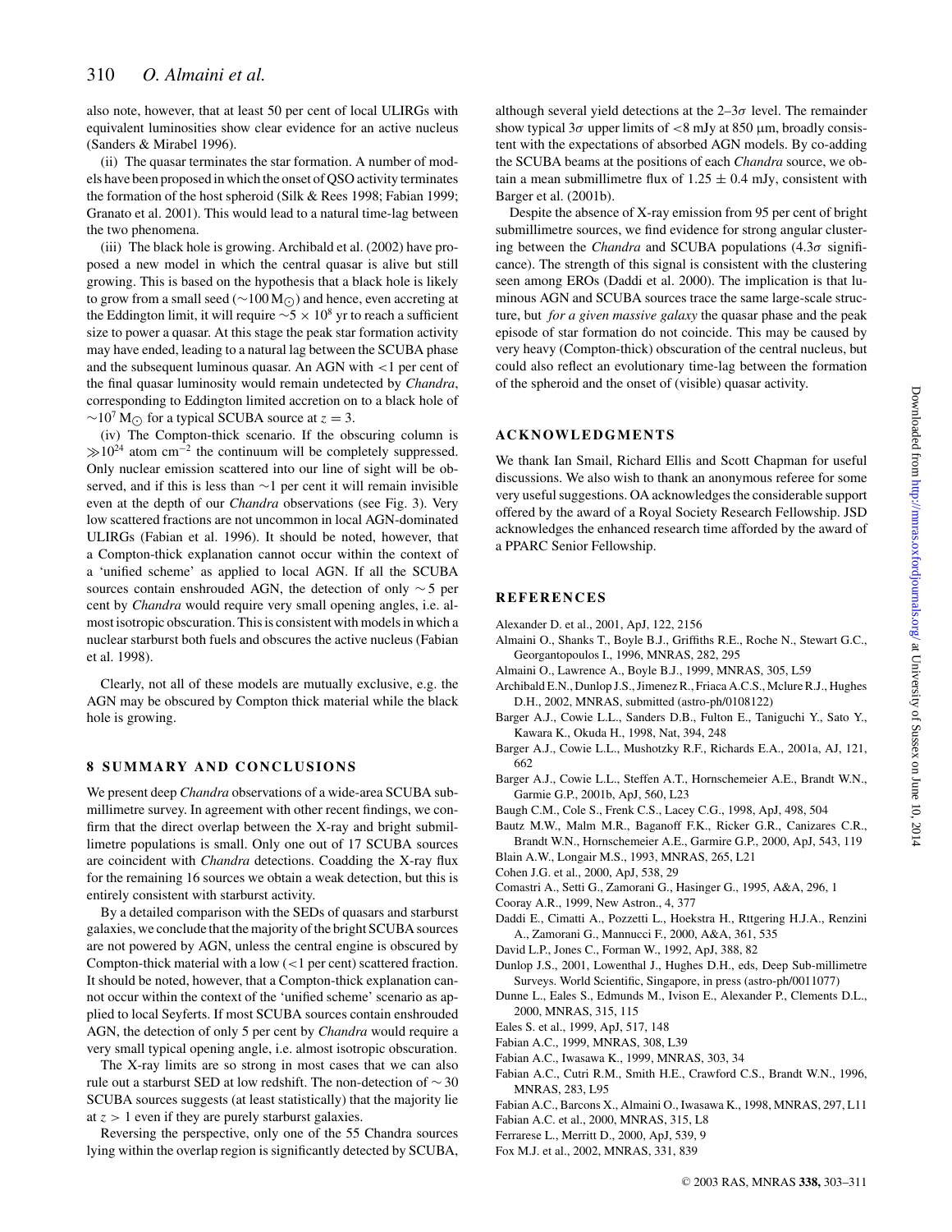also note, however, that at least 50 per cent of local ULIRGs with equivalent luminosities show clear evidence for an active nucleus (Sanders & Mirabel 1996).

(ii) The quasar terminates the star formation. A number of models have been proposed in which the onset of QSO activity terminates the formation of the host spheroid (Silk & Rees 1998; Fabian 1999; Granato et al. 2001). This would lead to a natural time-lag between the two phenomena.

(iii) The black hole is growing. Archibald et al. (2002) have proposed a new model in which the central quasar is alive but still growing. This is based on the hypothesis that a black hole is likely to grow from a small seed ($\sim$100 $M_{\odot}$) and hence, even accreting at the Eddington limit, it will require $\sim 5 \times 10^8$ yr to reach a sufficient size to power a quasar. At this stage the peak star formation activity may have ended, leading to a natural lag between the SCUBA phase and the subsequent luminous quasar. An AGN with <1 per cent of the final quasar luminosity would remain undetected by *Chandra*, corresponding to Eddington limited accretion on to a black hole of $\sim 10^7$ $M_{\odot}$ for a typical SCUBA source at $z = 3$.

(iv) The Compton-thick scenario. If the obscuring column is $\gg 10^{24}$ atom cm$^{-2}$ the continuum will be completely suppressed. Only nuclear emission scattered into our line of sight will be observed, and if this is less than $\sim$1 per cent it will remain invisible even at the depth of our *Chandra* observations (see Fig. 3). Very low scattered fractions are not uncommon in local AGN-dominated ULIRGs (Fabian et al. 1996). It should be noted, however, that a Compton-thick explanation cannot occur within the context of a 'unified scheme' as applied to local AGN. If all the SCUBA sources contain enshrouded AGN, the detection of only $\sim 5$ per cent by *Chandra* would require very small opening angles, i.e. almost isotropic obscuration. This is consistent with models in which a nuclear starburst both fuels and obscures the active nucleus (Fabian et al. 1998).

Clearly, not all of these models are mutually exclusive, e.g. the AGN may be obscured by Compton thick material while the black hole is growing.

## 8 SUMMARY AND CONCLUSIONS

We present deep *Chandra* observations of a wide-area SCUBA submillimetre survey. In agreement with other recent findings, we confirm that the direct overlap between the X-ray and bright submillimetre populations is small. Only one out of 17 SCUBA sources are coincident with *Chandra* detections. Coadding the X-ray flux for the remaining 16 sources we obtain a weak detection, but this is entirely consistent with starburst activity.

By a detailed comparison with the SEDs of quasars and starburst galaxies, we conclude that the majority of the bright SCUBA sources are not powered by AGN, unless the central engine is obscured by Compton-thick material with a low (<1 per cent) scattered fraction. It should be noted, however, that a Compton-thick explanation cannot occur within the context of the 'unified scheme' scenario as applied to local Seyferts. If most SCUBA sources contain enshrouded AGN, the detection of only 5 per cent by *Chandra* would require a very small typical opening angle, i.e. almost isotropic obscuration.

The X-ray limits are so strong in most cases that we can also rule out a starburst SED at low redshift. The non-detection of $\sim 30$ SCUBA sources suggests (at least statistically) that the majority lie at $z > 1$ even if they are purely starburst galaxies.

Reversing the perspective, only one of the 55 Chandra sources lying within the overlap region is significantly detected by SCUBA, although several yield detections at the 2–3$\sigma$ level. The remainder show typical 3$\sigma$ upper limits of <8 mJy at 850 μm, broadly consistent with the expectations of absorbed AGN models. By co-adding the SCUBA beams at the positions of each *Chandra* source, we obtain a mean submillimetre flux of $1.25 \pm 0.4$ mJy, consistent with Barger et al. (2001b).

Despite the absence of X-ray emission from 95 per cent of bright submillimetre sources, we find evidence for strong angular clustering between the *Chandra* and SCUBA populations (4.3$\sigma$ significance). The strength of this signal is consistent with the clustering seen among EROs (Daddi et al. 2000). The implication is that luminous AGN and SCUBA sources trace the same large-scale structure, but *for a given massive galaxy* the quasar phase and the peak episode of star formation do not coincide. This may be caused by very heavy (Compton-thick) obscuration of the central nucleus, but could also reflect an evolutionary time-lag between the formation of the spheroid and the onset of (visible) quasar activity.

## ACKNOWLEDGMENTS

We thank Ian Smail, Richard Ellis and Scott Chapman for useful discussions. We also wish to thank an anonymous referee for some very useful suggestions. OA acknowledges the considerable support offered by the award of a Royal Society Research Fellowship. JSD acknowledges the enhanced research time afforded by the award of a PPARC Senior Fellowship.

## REFERENCES

Alexander D. et al., 2001, ApJ, 122, 2156

Almaini O., Shanks T., Boyle B.J., Griffiths R.E., Roche N., Stewart G.C., Georgantopoulos I., 1996, MNRAS, 282, 295

Almaini O., Lawrence A., Boyle B.J., 1999, MNRAS, 305, L59

Archibald E.N., Dunlop J.S., Jimenez R., Friaca A.C.S., Mclure R.J., Hughes D.H., 2002, MNRAS, submitted (astro-ph/0108122)

Barger A.J., Cowie L.L., Sanders D.B., Fulton E., Taniguchi Y., Sato Y., Kawara K., Okuda H., 1998, Nat, 394, 248

Barger A.J., Cowie L.L., Mushotzky R.F., Richards E.A., 2001a, AJ, 121, 662

Barger A.J., Cowie L.L., Steffen A.T., Hornschemeier A.E., Brandt W.N., Garmie G.P., 2001b, ApJ, 560, L23

Baugh C.M., Cole S., Frenk C.S., Lacey C.G., 1998, ApJ, 498, 504

Bautz M.W., Malm M.R., Baganoff F.K., Ricker G.R., Canizares C.R., Brandt W.N., Hornschemeier A.E., Garmire G.P., 2000, ApJ, 543, 119

Blain A.W., Longair M.S., 1993, MNRAS, 265, L21

Cohen J.G. et al., 2000, ApJ, 538, 29

Comastri A., Setti G., Zamorani G., Hasinger G., 1995, A&A, 296, 1

Cooray A.R., 1999, New Astron., 4, 377

Daddi E., Cimatti A., Pozzetti L., Hoekstra H., Rttgering H.J.A., Renzini A., Zamorani G., Mannucci F., 2000, A&A, 361, 535

David L.P., Jones C., Forman W., 1992, ApJ, 388, 82

Dunlop J.S., 2001, Lowenthal J., Hughes D.H., eds, Deep Sub-millimetre Surveys. World Scientific, Singapore, in press (astro-ph/0011077)

Dunne L., Eales S., Edmunds M., Ivison E., Alexander P., Clements D.L., 2000, MNRAS, 315, 115

Eales S. et al., 1999, ApJ, 517, 148

Fabian A.C., 1999, MNRAS, 308, L39

Fabian A.C., Iwasawa K., 1999, MNRAS, 303, 34

Fabian A.C., Cutri R.M., Smith H.E., Crawford C.S., Brandt W.N., 1996, MNRAS, 283, L95

Fabian A.C., Barcons X., Almaini O., Iwasawa K., 1998, MNRAS, 297, L11

Fabian A.C. et al., 2000, MNRAS, 315, L8

Ferrarese L., Merritt D., 2000, ApJ, 539, 9

Fox M.J. et al., 2002, MNRAS, 331, 839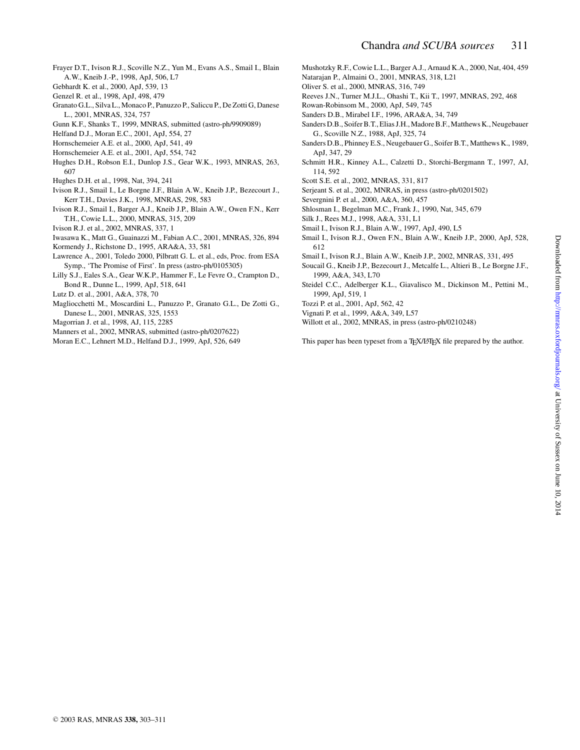Frayer D.T., Ivison R.J., Scoville N.Z., Yun M., Evans A.S., Smail I., Blain A.W., Kneib J.-P., 1998, ApJ, 506, L7

Gebhardt K. et al., 2000, ApJ, 539, 13

Genzel R. et al., 1998, ApJ, 498, 479

Granato G.L., Silva L., Monaco P., Panuzzo P., Saliccu P., De Zotti G, Danese L., 2001, MNRAS, 324, 757

Gunn K.F., Shanks T., 1999, MNRAS, submitted (astro-ph/9909089)

Helfand D.J., Moran E.C., 2001, ApJ, 554, 27

Hornschemeier A.E. et al., 2000, ApJ, 541, 49

Hornschemeier A.E. et al., 2001, ApJ, 554, 742

Hughes D.H., Robson E.I., Dunlop J.S., Gear W.K., 1993, MNRAS, 263, 607

Hughes D.H. et al., 1998, Nat, 394, 241

Ivison R.J., Smail I., Le Borgne J.F., Blain A.W., Kneib J.P., Bezecourt J., Kerr T.H., Davies J.K., 1998, MNRAS, 298, 583

Ivison R.J., Smail I., Barger A.J., Kneib J.P., Blain A.W., Owen F.N., Kerr T.H., Cowie L.L., 2000, MNRAS, 315, 209

Ivison R.J. et al., 2002, MNRAS, 337, 1

Iwasawa K., Matt G., Guainazzi M., Fabian A.C., 2001, MNRAS, 326, 894

Kormendy J., Richstone D., 1995, ARA&A, 33, 581

Lawrence A., 2001, Toledo 2000, Pilbratt G. L. et al., eds, Proc. from ESA Symp., 'The Promise of First'. In press (astro-ph/0105305)

Lilly S.J., Eales S.A., Gear W.K.P., Hammer F., Le Fevre O., Crampton D., Bond R., Dunne L., 1999, ApJ, 518, 641

Lutz D. et al., 2001, A&A, 378, 70

Magliocchetti M., Moscardini L., Panuzzo P., Granato G.L., De Zotti G., Danese L., 2001, MNRAS, 325, 1553

Magorrian J. et al., 1998, AJ, 115, 2285

Manners et al., 2002, MNRAS, submitted (astro-ph/0207622)

Moran E.C., Lehnert M.D., Helfand D.J., 1999, ApJ, 526, 649

Mushotzky R.F., Cowie L.L., Barger A.J., Arnaud K.A., 2000, Nat, 404, 459

Natarajan P., Almaini O., 2001, MNRAS, 318, L21

Oliver S. et al., 2000, MNRAS, 316, 749

Reeves J.N., Turner M.J.L., Ohashi T., Kii T., 1997, MNRAS, 292, 468

Rowan-Robinsom M., 2000, ApJ, 549, 745

Sanders D.B., Mirabel I.F., 1996, ARA&A, 34, 749

Sanders D.B., Soifer B.T., Elias J.H., Madore B.F., Matthews K., Neugebauer G., Scoville N.Z., 1988, ApJ, 325, 74

Sanders D.B., Phinney E.S., Neugebauer G., Soifer B.T., Matthews K., 1989, ApJ, 347, 29

Schmitt H.R., Kinney A.L., Calzetti D., Storchi-Bergmann T., 1997, AJ, 114, 592

Scott S.E. et al., 2002, MNRAS, 331, 817

Serjeant S. et al., 2002, MNRAS, in press (astro-ph/0201502)

Severgnini P. et al., 2000, A&A, 360, 457

Shlosman I., Begelman M.C., Frank J., 1990, Nat, 345, 679

Silk J., Rees M.J., 1998, A&A, 331, L1

Smail I., Ivison R.J., Blain A.W., 1997, ApJ, 490, L5

Smail I., Ivison R.J., Owen F.N., Blain A.W., Kneib J.P., 2000, ApJ, 528, 612

Smail I., Ivison R.J., Blain A.W., Kneib J.P., 2002, MNRAS, 331, 495

Soucail G., Kneib J.P., Bezecourt J., Metcalfe L., Altieri B., Le Borgne J.F., 1999, A&A, 343, L70

Steidel C.C., Adelberger K.L., Giavalisco M., Dickinson M., Pettini M., 1999, ApJ, 519, 1

Tozzi P. et al., 2001, ApJ, 562, 42

Vignati P. et al., 1999, A&A, 349, L57

Willott et al., 2002, MNRAS, in press (astro-ph/0210248)

This paper has been typeset from a TEX/LATEX file prepared by the author.